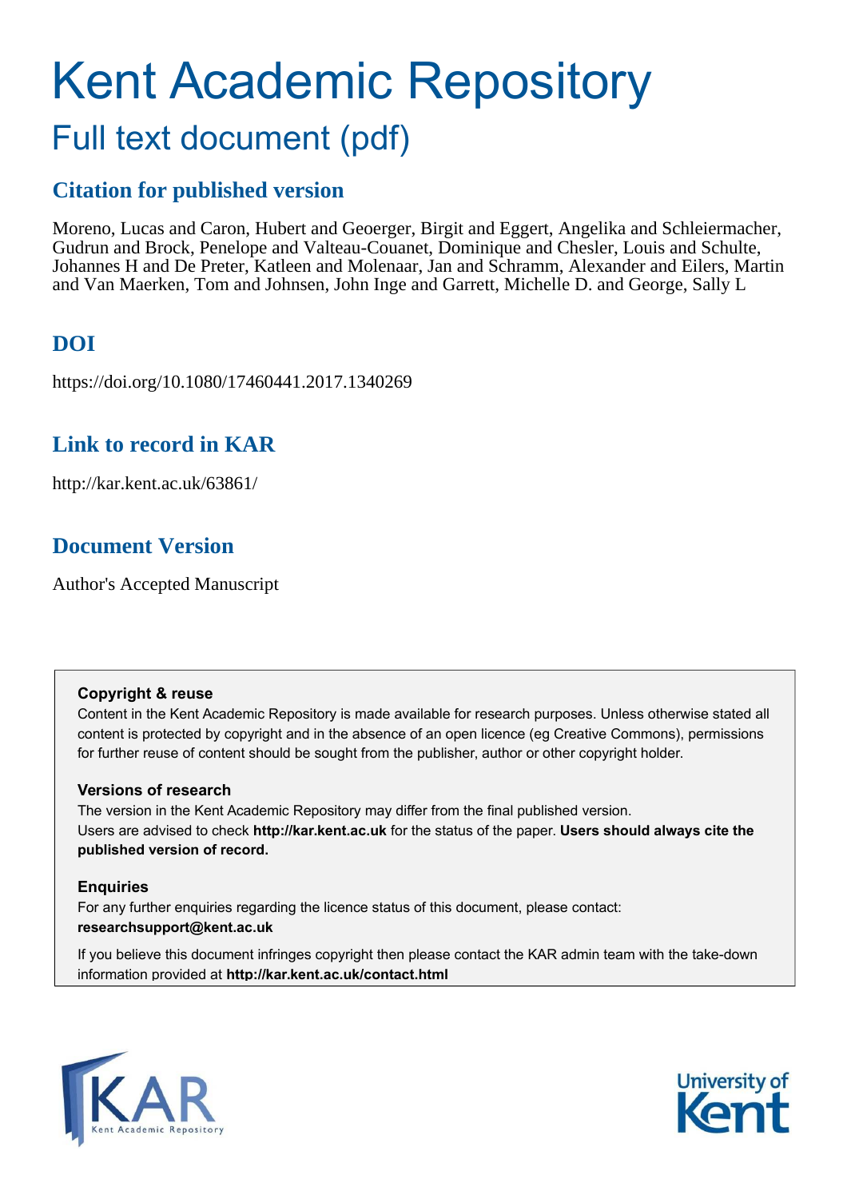# Kent Academic Repository

## Full text document (pdf)

### Citation for published version

Moreno, Lucas and Caron, Hubert and Geoerger, Birgit and Eggert, Angelika and Schleiermacher, Gudrun and Brock, Penelope and Valteau-Couanet, Dominique and Chesler, Louis and Schulte, Johannes H and De Preter, Katleen and Molenaar, Jan and Schramm, Alexander and Eilers, Martin and Van Maerken, Tom and Johnsen, John Inge and Garrett, Michelle D. and George, Sally L

### DOI

https://doi.org/10.1080/17460441.2017.1340269

### Link to record in KAR

http://kar.kent.ac.uk/63861/

### Document Version

Author's Accepted Manuscript

**Copyright & reuse**

Content in the Kent Academic Repository is made available for research purposes. Unless otherwise stated all content is protected by copyright and in the absence of an open licence (eg Creative Commons), permissions for further reuse of content should be sought from the publisher, author or other copyright holder.

**Versions of research**

The version in the Kent Academic Repository may differ from the final published version. Users are advised to check **http://kar.kent.ac.uk** for the status of the paper. **Users should always cite the published version of record.**

**Enquiries**

For any further enquiries regarding the licence status of this document, please contact: **researchsupport@kent.ac.uk**

If you believe this document infringes copyright then please contact the KAR admin team with the take-down information provided at **http://kar.kent.ac.uk/contact.html**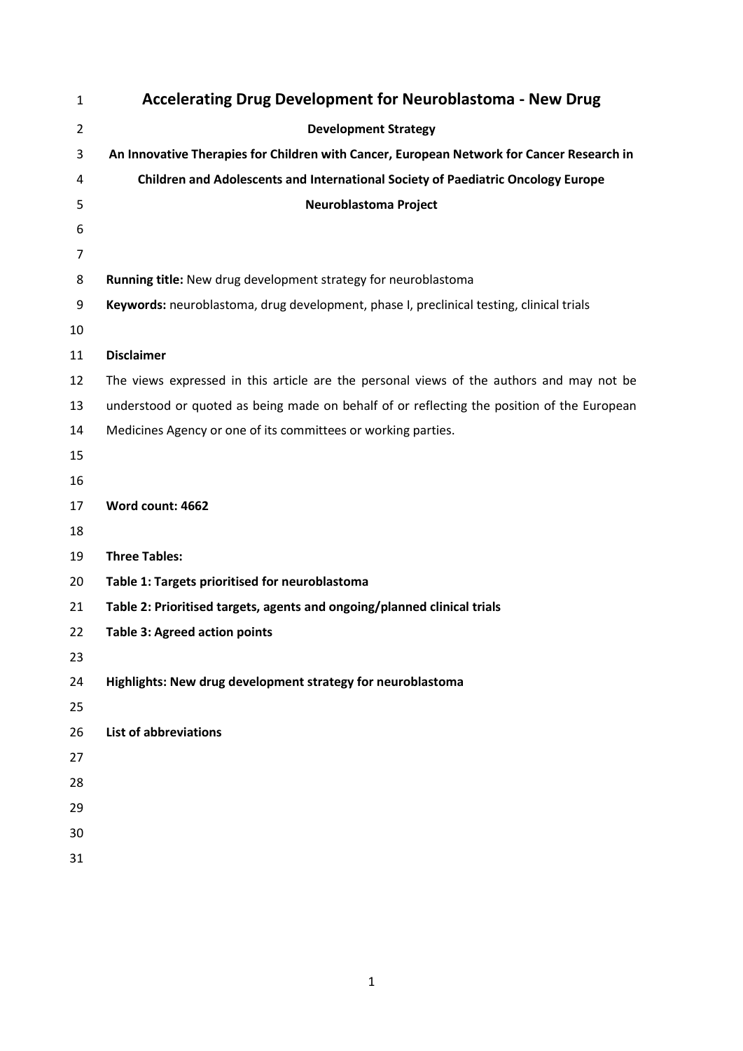# Accelerating Drug Development for Neuroblastoma - New Drug Development Strategy

**An Innovative Therapies for Children with Cancer, European Network for Cancer Research in Children and Adolescents and International Society of Paediatric Oncology Europe Neuroblastoma Project**

**Running title:** New drug development strategy for neuroblastoma

**Keywords:** neuroblastoma, drug development, phase I, preclinical testing, clinical trials

**Disclaimer**

The views expressed in this article are the personal views of the authors and may not be understood or quoted as being made on behalf of or reflecting the position of the European Medicines Agency or one of its committees or working parties.

**Word count: 4662**

**Three Tables:**

**Table 1: Targets prioritised for neuroblastoma**

**Table 2: Prioritised targets, agents and ongoing/planned clinical trials**

**Table 3: Agreed action points**

**Highlights: New drug development strategy for neuroblastoma**

**List of abbreviations**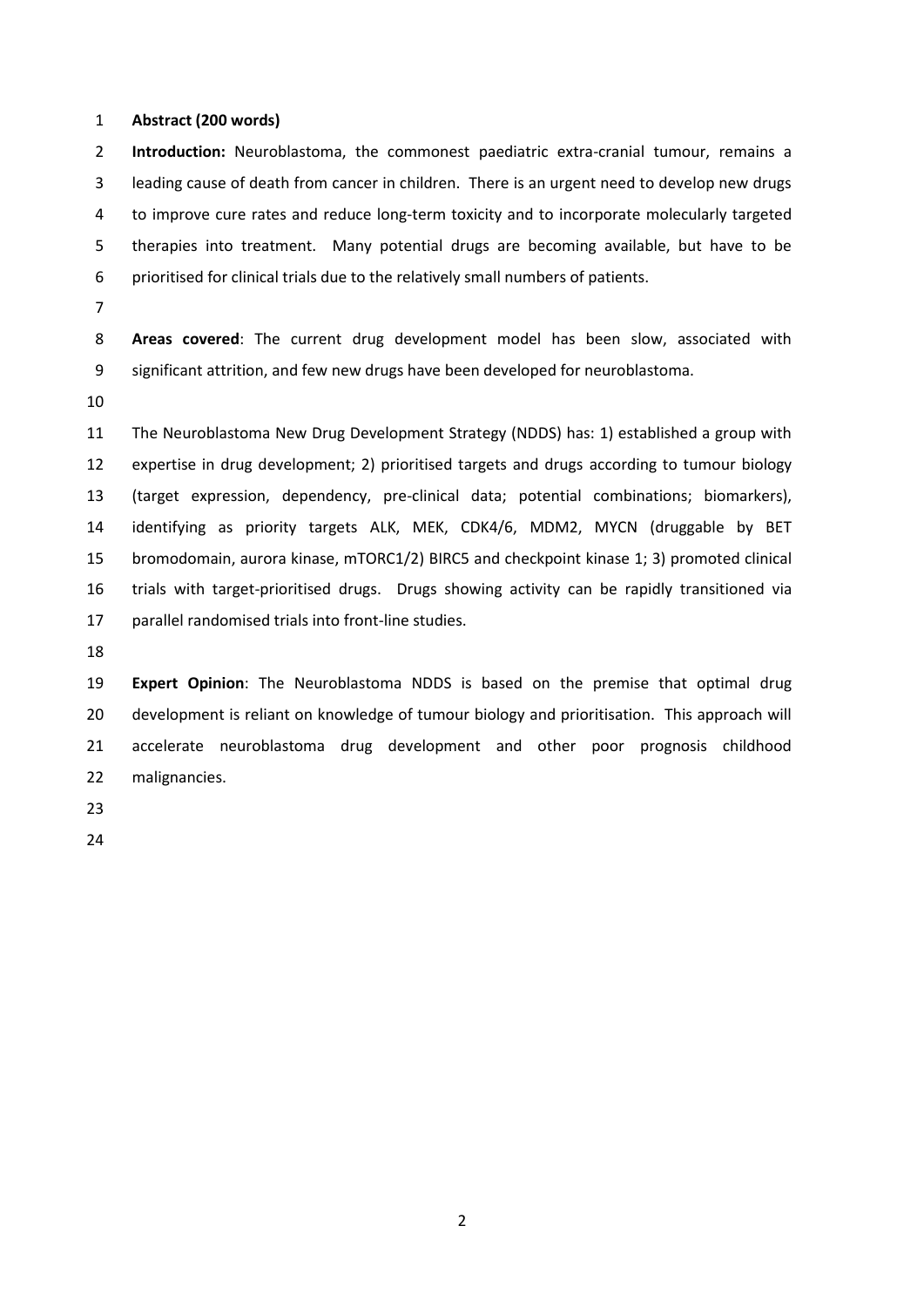**Abstract (200 words)**

**Introduction:** Neuroblastoma, the commonest paediatric extra-cranial tumour, remains a leading cause of death from cancer in children. There is an urgent need to develop new drugs to improve cure rates and reduce long-term toxicity and to incorporate molecularly targeted therapies into treatment. Many potential drugs are becoming available, but have to be prioritised for clinical trials due to the relatively small numbers of patients.

**Areas covered**: The current drug development model has been slow, associated with significant attrition, and few new drugs have been developed for neuroblastoma.

The Neuroblastoma New Drug Development Strategy (NDDS) has: 1) established a group with expertise in drug development; 2) prioritised targets and drugs according to tumour biology (target expression, dependency, pre-clinical data; potential combinations; biomarkers), identifying as priority targets ALK, MEK, CDK4/6, MDM2, MYCN (druggable by BET bromodomain, aurora kinase, mTORC1/2) BIRC5 and checkpoint kinase 1; 3) promoted clinical trials with target-prioritised drugs. Drugs showing activity can be rapidly transitioned via parallel randomised trials into front-line studies.

**Expert Opinion**: The Neuroblastoma NDDS is based on the premise that optimal drug development is reliant on knowledge of tumour biology and prioritisation. This approach will accelerate neuroblastoma drug development and other poor prognosis childhood malignancies.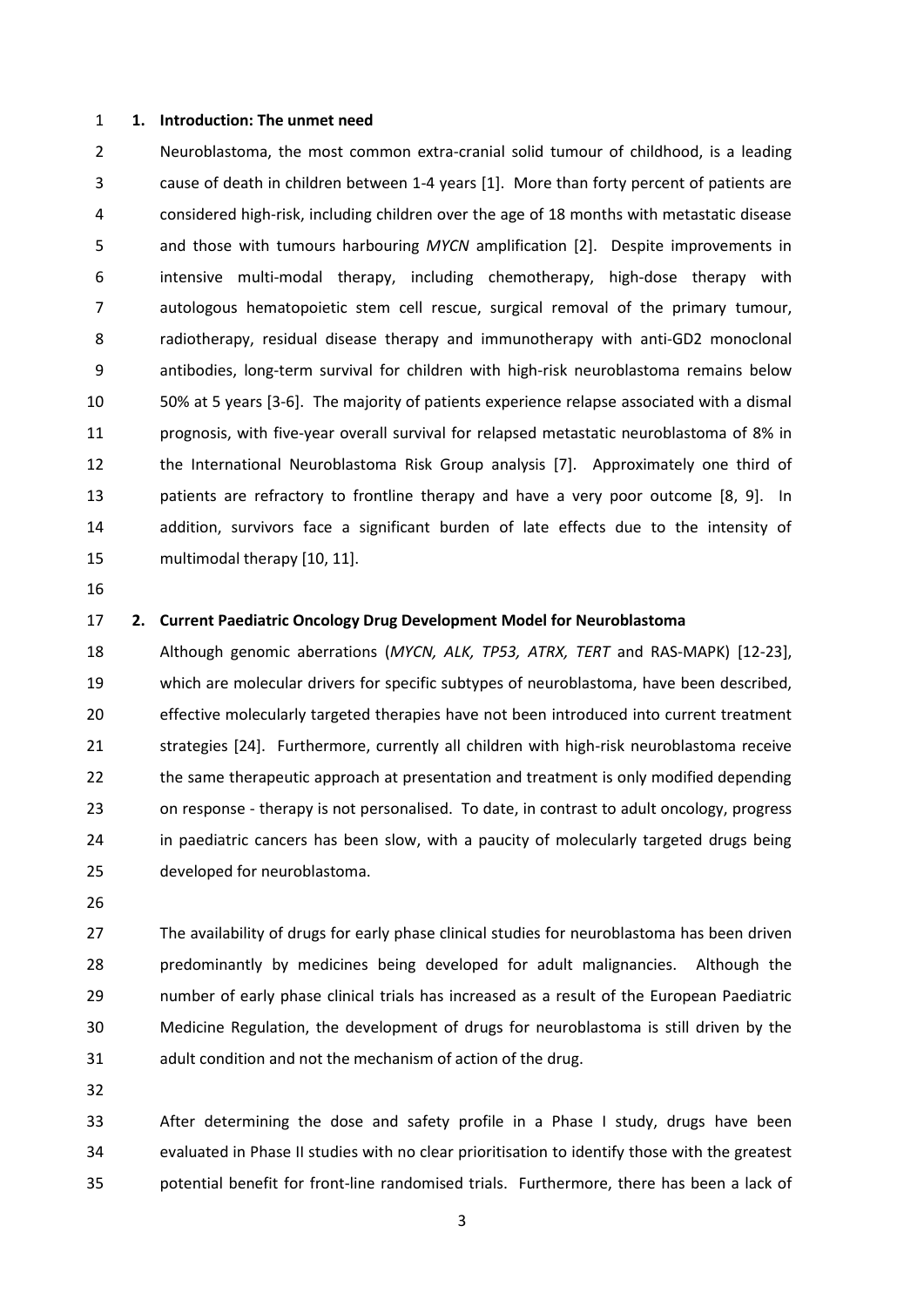## 1. Introduction: The unmet need

Neuroblastoma, the most common extra-cranial solid tumour of childhood, is a leading cause of death in children between 1-4 years [1]. More than forty percent of patients are considered high-risk, including children over the age of 18 months with metastatic disease and those with tumours harbouring *MYCN* amplification [2]. Despite improvements in intensive multi-modal therapy, including chemotherapy, high-dose therapy with autologous hematopoietic stem cell rescue, surgical removal of the primary tumour, radiotherapy, residual disease therapy and immunotherapy with anti-GD2 monoclonal antibodies, long-term survival for children with high-risk neuroblastoma remains below 50% at 5 years [3-6]. The majority of patients experience relapse associated with a dismal prognosis, with five-year overall survival for relapsed metastatic neuroblastoma of 8% in the International Neuroblastoma Risk Group analysis [7]. Approximately one third of patients are refractory to frontline therapy and have a very poor outcome [8, 9]. In addition, survivors face a significant burden of late effects due to the intensity of multimodal therapy [10, 11].

## 2. Current Paediatric Oncology Drug Development Model for Neuroblastoma

Although genomic aberrations (*MYCN, ALK, TP53, ATRX, TERT* and RAS-MAPK) [12-23], which are molecular drivers for specific subtypes of neuroblastoma, have been described, effective molecularly targeted therapies have not been introduced into current treatment strategies [24]. Furthermore, currently all children with high-risk neuroblastoma receive the same therapeutic approach at presentation and treatment is only modified depending on response - therapy is not personalised. To date, in contrast to adult oncology, progress in paediatric cancers has been slow, with a paucity of molecularly targeted drugs being developed for neuroblastoma.

The availability of drugs for early phase clinical studies for neuroblastoma has been driven predominantly by medicines being developed for adult malignancies. Although the number of early phase clinical trials has increased as a result of the European Paediatric Medicine Regulation, the development of drugs for neuroblastoma is still driven by the adult condition and not the mechanism of action of the drug.

After determining the dose and safety profile in a Phase I study, drugs have been evaluated in Phase II studies with no clear prioritisation to identify those with the greatest potential benefit for front-line randomised trials. Furthermore, there has been a lack of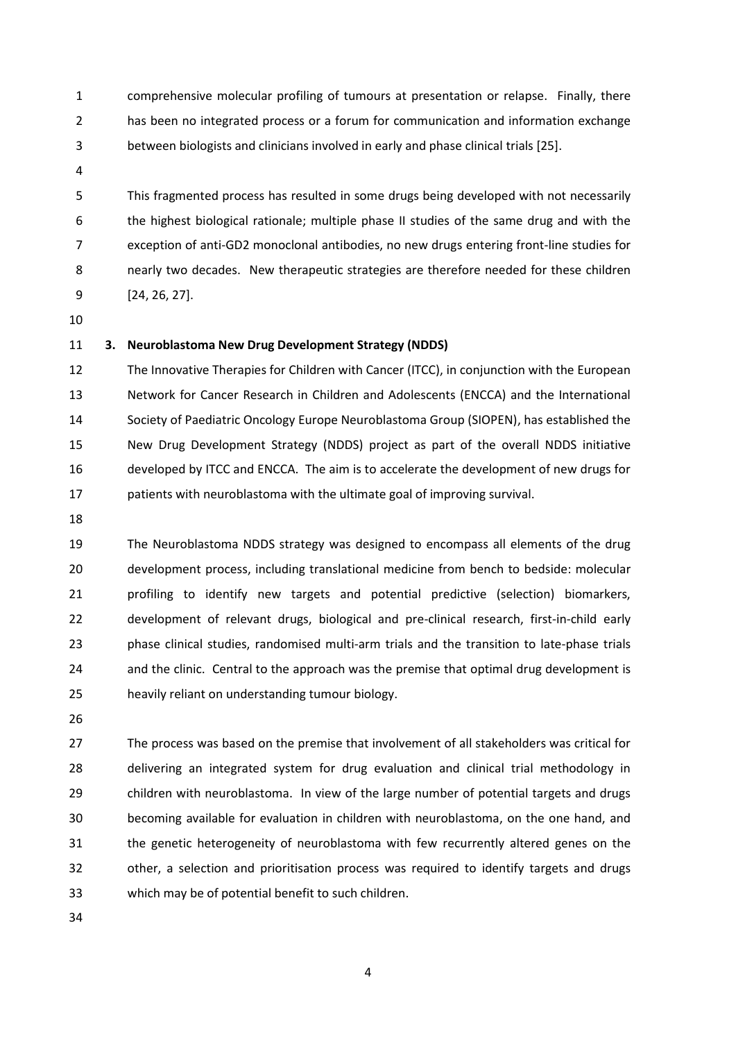comprehensive molecular profiling of tumours at presentation or relapse. Finally, there has been no integrated process or a forum for communication and information exchange between biologists and clinicians involved in early and phase clinical trials [25].

This fragmented process has resulted in some drugs being developed with not necessarily the highest biological rationale; multiple phase II studies of the same drug and with the exception of anti-GD2 monoclonal antibodies, no new drugs entering front-line studies for nearly two decades. New therapeutic strategies are therefore needed for these children [24, 26, 27].

## 3. Neuroblastoma New Drug Development Strategy (NDDS)

The Innovative Therapies for Children with Cancer (ITCC), in conjunction with the European Network for Cancer Research in Children and Adolescents (ENCCA) and the International Society of Paediatric Oncology Europe Neuroblastoma Group (SIOPEN), has established the New Drug Development Strategy (NDDS) project as part of the overall NDDS initiative developed by ITCC and ENCCA. The aim is to accelerate the development of new drugs for patients with neuroblastoma with the ultimate goal of improving survival.

The Neuroblastoma NDDS strategy was designed to encompass all elements of the drug development process, including translational medicine from bench to bedside: molecular profiling to identify new targets and potential predictive (selection) biomarkers, development of relevant drugs, biological and pre-clinical research, first-in-child early phase clinical studies, randomised multi-arm trials and the transition to late-phase trials and the clinic. Central to the approach was the premise that optimal drug development is heavily reliant on understanding tumour biology.

The process was based on the premise that involvement of all stakeholders was critical for delivering an integrated system for drug evaluation and clinical trial methodology in children with neuroblastoma. In view of the large number of potential targets and drugs becoming available for evaluation in children with neuroblastoma, on the one hand, and the genetic heterogeneity of neuroblastoma with few recurrently altered genes on the other, a selection and prioritisation process was required to identify targets and drugs which may be of potential benefit to such children.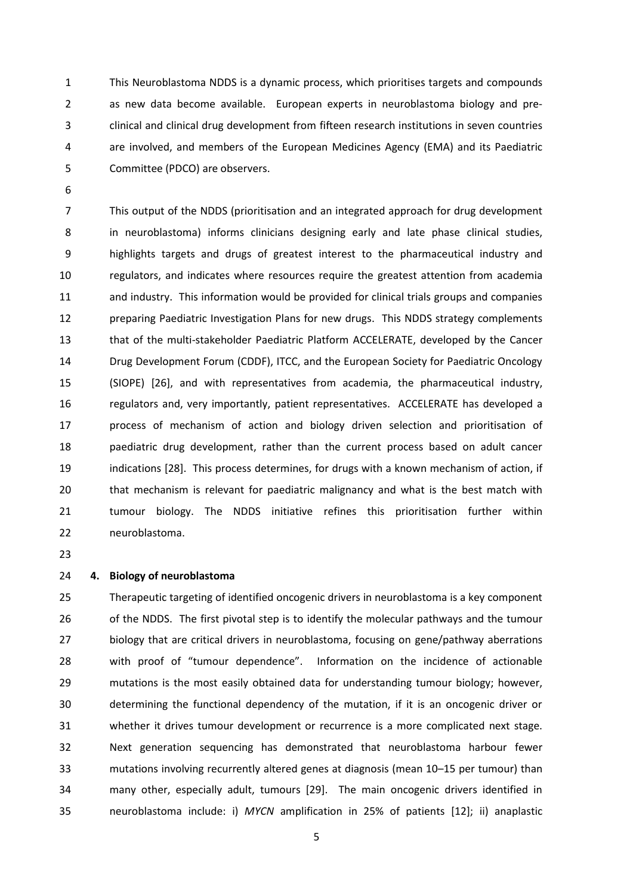This Neuroblastoma NDDS is a dynamic process, which prioritises targets and compounds as new data become available. European experts in neuroblastoma biology and pre-clinical and clinical drug development from fifteen research institutions in seven countries are involved, and members of the European Medicines Agency (EMA) and its Paediatric Committee (PDCO) are observers.

This output of the NDDS (prioritisation and an integrated approach for drug development in neuroblastoma) informs clinicians designing early and late phase clinical studies, highlights targets and drugs of greatest interest to the pharmaceutical industry and regulators, and indicates where resources require the greatest attention from academia and industry. This information would be provided for clinical trials groups and companies preparing Paediatric Investigation Plans for new drugs. This NDDS strategy complements that of the multi-stakeholder Paediatric Platform ACCELERATE, developed by the Cancer Drug Development Forum (CDDF), ITCC, and the European Society for Paediatric Oncology (SIOPE) [26], and with representatives from academia, the pharmaceutical industry, regulators and, very importantly, patient representatives. ACCELERATE has developed a process of mechanism of action and biology driven selection and prioritisation of paediatric drug development, rather than the current process based on adult cancer indications [28]. This process determines, for drugs with a known mechanism of action, if that mechanism is relevant for paediatric malignancy and what is the best match with tumour biology. The NDDS initiative refines this prioritisation further within neuroblastoma.

## 4. Biology of neuroblastoma

Therapeutic targeting of identified oncogenic drivers in neuroblastoma is a key component of the NDDS. The first pivotal step is to identify the molecular pathways and the tumour biology that are critical drivers in neuroblastoma, focusing on gene/pathway aberrations with proof of "tumour dependence". Information on the incidence of actionable mutations is the most easily obtained data for understanding tumour biology; however, determining the functional dependency of the mutation, if it is an oncogenic driver or whether it drives tumour development or recurrence is a more complicated next stage. Next generation sequencing has demonstrated that neuroblastoma harbour fewer mutations involving recurrently altered genes at diagnosis (mean 10–15 per tumour) than many other, especially adult, tumours [29]. The main oncogenic drivers identified in neuroblastoma include: i) *MYCN* amplification in 25% of patients [12]; ii) anaplastic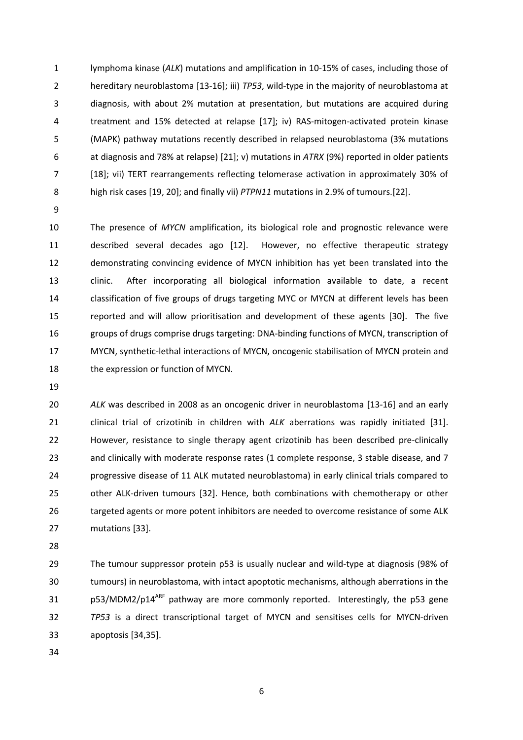lymphoma kinase (*ALK*) mutations and amplification in 10-15% of cases, including those of hereditary neuroblastoma [13-16]; iii) *TP53*, wild-type in the majority of neuroblastoma at diagnosis, with about 2% mutation at presentation, but mutations are acquired during treatment and 15% detected at relapse [17]; iv) RAS-mitogen-activated protein kinase (MAPK) pathway mutations recently described in relapsed neuroblastoma (3% mutations at diagnosis and 78% at relapse) [21]; v) mutations in *ATRX* (9%) reported in older patients [18]; vii) TERT rearrangements reflecting telomerase activation in approximately 30% of high risk cases [19, 20]; and finally vii) *PTPN11* mutations in 2.9% of tumours.[22].

The presence of *MYCN* amplification, its biological role and prognostic relevance were described several decades ago [12]. However, no effective therapeutic strategy demonstrating convincing evidence of MYCN inhibition has yet been translated into the clinic. After incorporating all biological information available to date, a recent classification of five groups of drugs targeting MYC or MYCN at different levels has been reported and will allow prioritisation and development of these agents [30]. The five groups of drugs comprise drugs targeting: DNA-binding functions of MYCN, transcription of MYCN, synthetic-lethal interactions of MYCN, oncogenic stabilisation of MYCN protein and the expression or function of MYCN.

*ALK* was described in 2008 as an oncogenic driver in neuroblastoma [13-16] and an early clinical trial of crizotinib in children with *ALK* aberrations was rapidly initiated [31]. However, resistance to single therapy agent crizotinib has been described pre-clinically and clinically with moderate response rates (1 complete response, 3 stable disease, and 7 progressive disease of 11 ALK mutated neuroblastoma) in early clinical trials compared to other ALK-driven tumours [32]. Hence, both combinations with chemotherapy or other targeted agents or more potent inhibitors are needed to overcome resistance of some ALK mutations [33].

The tumour suppressor protein p53 is usually nuclear and wild-type at diagnosis (98% of tumours) in neuroblastoma, with intact apoptotic mechanisms, although aberrations in the p53/MDM2/p14$^{ARF}$ pathway are more commonly reported. Interestingly, the p53 gene *TP53* is a direct transcriptional target of MYCN and sensitises cells for MYCN-driven apoptosis [34,35].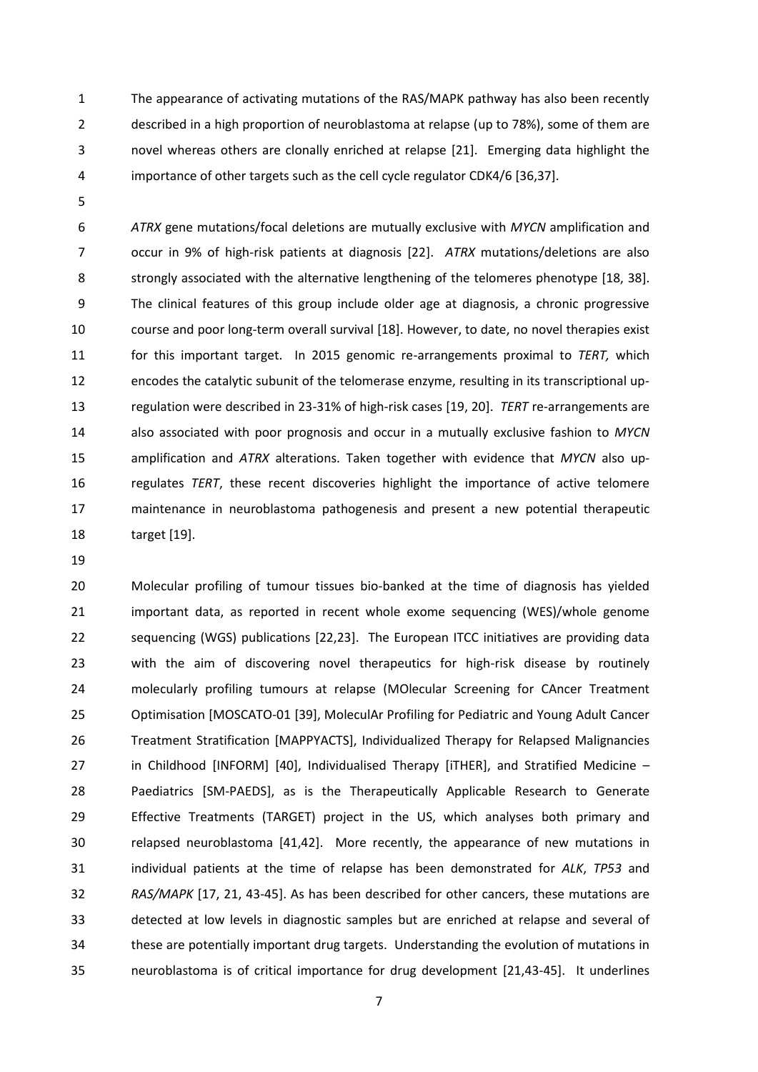The appearance of activating mutations of the RAS/MAPK pathway has also been recently described in a high proportion of neuroblastoma at relapse (up to 78%), some of them are novel whereas others are clonally enriched at relapse [21]. Emerging data highlight the importance of other targets such as the cell cycle regulator CDK4/6 [36,37].

*ATRX* gene mutations/focal deletions are mutually exclusive with *MYCN* amplification and occur in 9% of high-risk patients at diagnosis [22]. *ATRX* mutations/deletions are also strongly associated with the alternative lengthening of the telomeres phenotype [18, 38]. The clinical features of this group include older age at diagnosis, a chronic progressive course and poor long-term overall survival [18]. However, to date, no novel therapies exist for this important target. In 2015 genomic re-arrangements proximal to *TERT,* which encodes the catalytic subunit of the telomerase enzyme, resulting in its transcriptional up-regulation were described in 23-31% of high-risk cases [19, 20]. *TERT* re-arrangements are also associated with poor prognosis and occur in a mutually exclusive fashion to *MYCN* amplification and *ATRX* alterations. Taken together with evidence that *MYCN* also up-regulates *TERT*, these recent discoveries highlight the importance of active telomere maintenance in neuroblastoma pathogenesis and present a new potential therapeutic target [19].

Molecular profiling of tumour tissues bio-banked at the time of diagnosis has yielded important data, as reported in recent whole exome sequencing (WES)/whole genome sequencing (WGS) publications [22,23]. The European ITCC initiatives are providing data with the aim of discovering novel therapeutics for high-risk disease by routinely molecularly profiling tumours at relapse (MOlecular Screening for CAncer Treatment Optimisation [MOSCATO-01 [39], MoleculAr Profiling for Pediatric and Young Adult Cancer Treatment Stratification [MAPPYACTS], Individualized Therapy for Relapsed Malignancies in Childhood [INFORM] [40], Individualised Therapy [iTHER], and Stratified Medicine – Paediatrics [SM-PAEDS], as is the Therapeutically Applicable Research to Generate Effective Treatments (TARGET) project in the US, which analyses both primary and relapsed neuroblastoma [41,42]. More recently, the appearance of new mutations in individual patients at the time of relapse has been demonstrated for *ALK*, *TP53* and *RAS/MAPK* [17, 21, 43-45]. As has been described for other cancers, these mutations are detected at low levels in diagnostic samples but are enriched at relapse and several of these are potentially important drug targets. Understanding the evolution of mutations in neuroblastoma is of critical importance for drug development [21,43-45]. It underlines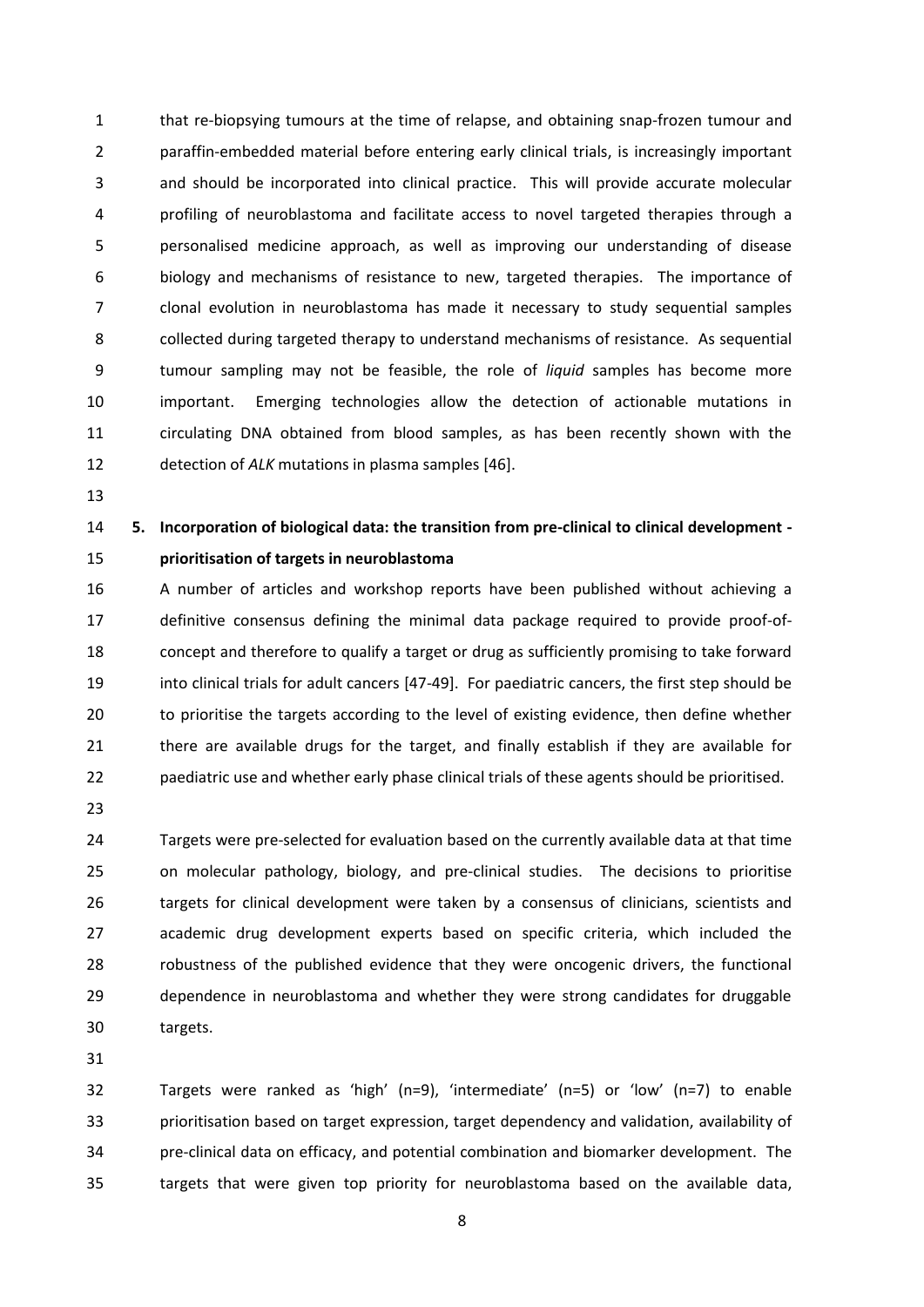that re-biopsying tumours at the time of relapse, and obtaining snap-frozen tumour and paraffin-embedded material before entering early clinical trials, is increasingly important and should be incorporated into clinical practice. This will provide accurate molecular profiling of neuroblastoma and facilitate access to novel targeted therapies through a personalised medicine approach, as well as improving our understanding of disease biology and mechanisms of resistance to new, targeted therapies. The importance of clonal evolution in neuroblastoma has made it necessary to study sequential samples collected during targeted therapy to understand mechanisms of resistance. As sequential tumour sampling may not be feasible, the role of *liquid* samples has become more important. Emerging technologies allow the detection of actionable mutations in circulating DNA obtained from blood samples, as has been recently shown with the detection of *ALK* mutations in plasma samples [46].

## 5. Incorporation of biological data: the transition from pre-clinical to clinical development - prioritisation of targets in neuroblastoma

A number of articles and workshop reports have been published without achieving a definitive consensus defining the minimal data package required to provide proof-of-concept and therefore to qualify a target or drug as sufficiently promising to take forward into clinical trials for adult cancers [47-49]. For paediatric cancers, the first step should be to prioritise the targets according to the level of existing evidence, then define whether there are available drugs for the target, and finally establish if they are available for paediatric use and whether early phase clinical trials of these agents should be prioritised.

Targets were pre-selected for evaluation based on the currently available data at that time on molecular pathology, biology, and pre-clinical studies. The decisions to prioritise targets for clinical development were taken by a consensus of clinicians, scientists and academic drug development experts based on specific criteria, which included the robustness of the published evidence that they were oncogenic drivers, the functional dependence in neuroblastoma and whether they were strong candidates for druggable targets.

Targets were ranked as 'high' (n=9), 'intermediate' (n=5) or 'low' (n=7) to enable prioritisation based on target expression, target dependency and validation, availability of pre-clinical data on efficacy, and potential combination and biomarker development. The targets that were given top priority for neuroblastoma based on the available data,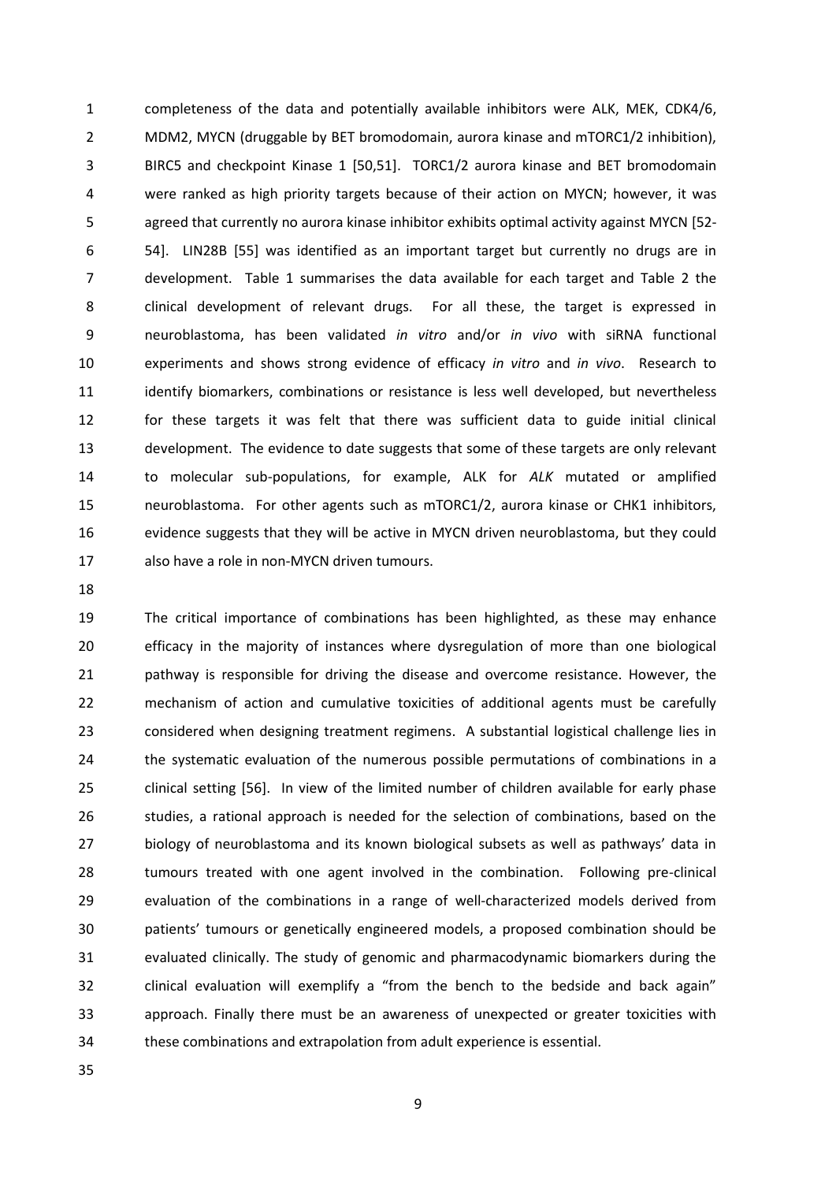completeness of the data and potentially available inhibitors were ALK, MEK, CDK4/6, MDM2, MYCN (druggable by BET bromodomain, aurora kinase and mTORC1/2 inhibition), BIRC5 and checkpoint Kinase 1 [50,51]. TORC1/2 aurora kinase and BET bromodomain were ranked as high priority targets because of their action on MYCN; however, it was agreed that currently no aurora kinase inhibitor exhibits optimal activity against MYCN [52-54]. LIN28B [55] was identified as an important target but currently no drugs are in development. Table 1 summarises the data available for each target and Table 2 the clinical development of relevant drugs. For all these, the target is expressed in neuroblastoma, has been validated *in vitro* and/or *in vivo* with siRNA functional experiments and shows strong evidence of efficacy *in vitro* and *in vivo*. Research to identify biomarkers, combinations or resistance is less well developed, but nevertheless for these targets it was felt that there was sufficient data to guide initial clinical development. The evidence to date suggests that some of these targets are only relevant to molecular sub-populations, for example, ALK for *ALK* mutated or amplified neuroblastoma. For other agents such as mTORC1/2, aurora kinase or CHK1 inhibitors, evidence suggests that they will be active in MYCN driven neuroblastoma, but they could also have a role in non-MYCN driven tumours.

The critical importance of combinations has been highlighted, as these may enhance efficacy in the majority of instances where dysregulation of more than one biological pathway is responsible for driving the disease and overcome resistance. However, the mechanism of action and cumulative toxicities of additional agents must be carefully considered when designing treatment regimens. A substantial logistical challenge lies in the systematic evaluation of the numerous possible permutations of combinations in a clinical setting [56]. In view of the limited number of children available for early phase studies, a rational approach is needed for the selection of combinations, based on the biology of neuroblastoma and its known biological subsets as well as pathways' data in tumours treated with one agent involved in the combination. Following pre-clinical evaluation of the combinations in a range of well-characterized models derived from patients' tumours or genetically engineered models, a proposed combination should be evaluated clinically. The study of genomic and pharmacodynamic biomarkers during the clinical evaluation will exemplify a "from the bench to the bedside and back again" approach. Finally there must be an awareness of unexpected or greater toxicities with these combinations and extrapolation from adult experience is essential.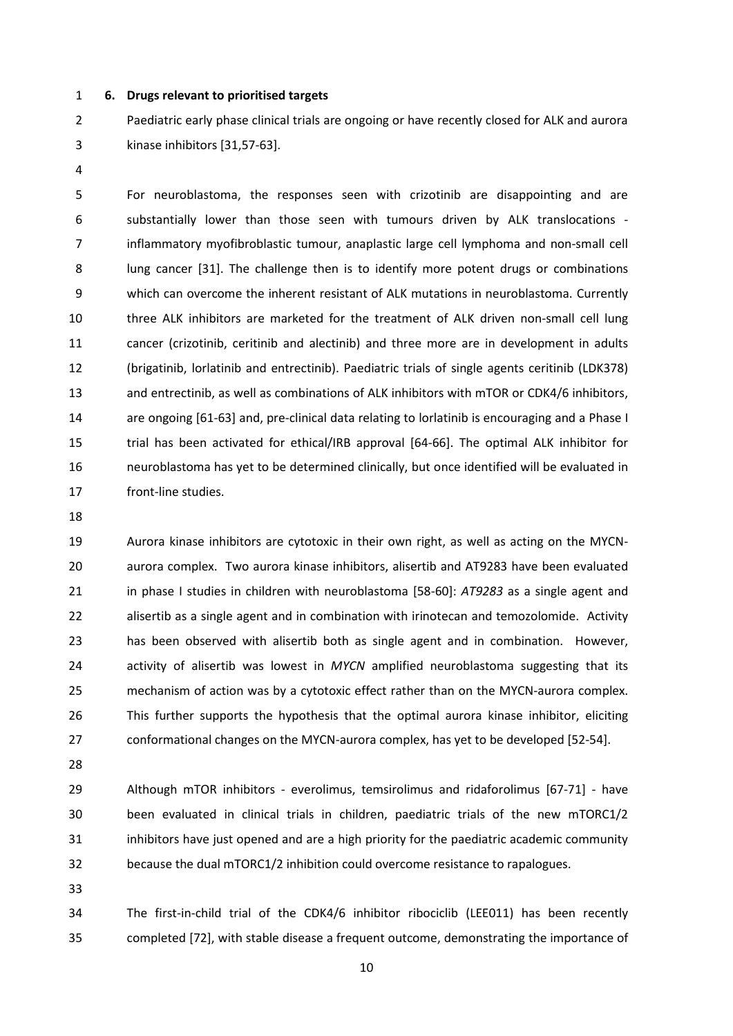## 6. Drugs relevant to prioritised targets

Paediatric early phase clinical trials are ongoing or have recently closed for ALK and aurora kinase inhibitors [31,57-63].

For neuroblastoma, the responses seen with crizotinib are disappointing and are substantially lower than those seen with tumours driven by ALK translocations - inflammatory myofibroblastic tumour, anaplastic large cell lymphoma and non-small cell lung cancer [31]. The challenge then is to identify more potent drugs or combinations which can overcome the inherent resistant of ALK mutations in neuroblastoma. Currently three ALK inhibitors are marketed for the treatment of ALK driven non-small cell lung cancer (crizotinib, ceritinib and alectinib) and three more are in development in adults (brigatinib, lorlatinib and entrectinib). Paediatric trials of single agents ceritinib (LDK378) and entrectinib, as well as combinations of ALK inhibitors with mTOR or CDK4/6 inhibitors, are ongoing [61-63] and, pre-clinical data relating to lorlatinib is encouraging and a Phase I trial has been activated for ethical/IRB approval [64-66]. The optimal ALK inhibitor for neuroblastoma has yet to be determined clinically, but once identified will be evaluated in front-line studies.

Aurora kinase inhibitors are cytotoxic in their own right, as well as acting on the MYCN-aurora complex. Two aurora kinase inhibitors, alisertib and AT9283 have been evaluated in phase I studies in children with neuroblastoma [58-60]: *AT9283* as a single agent and alisertib as a single agent and in combination with irinotecan and temozolomide. Activity has been observed with alisertib both as single agent and in combination. However, activity of alisertib was lowest in *MYCN* amplified neuroblastoma suggesting that its mechanism of action was by a cytotoxic effect rather than on the MYCN-aurora complex. This further supports the hypothesis that the optimal aurora kinase inhibitor, eliciting conformational changes on the MYCN-aurora complex, has yet to be developed [52-54].

Although mTOR inhibitors - everolimus, temsirolimus and ridaforolimus [67-71] - have been evaluated in clinical trials in children, paediatric trials of the new mTORC1/2 inhibitors have just opened and are a high priority for the paediatric academic community because the dual mTORC1/2 inhibition could overcome resistance to rapalogues.

The first-in-child trial of the CDK4/6 inhibitor ribociclib (LEE011) has been recently completed [72], with stable disease a frequent outcome, demonstrating the importance of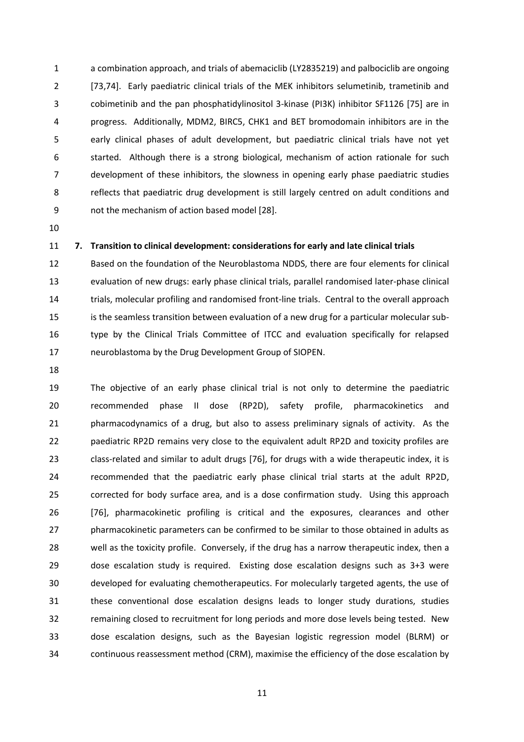a combination approach, and trials of abemaciclib (LY2835219) and palbociclib are ongoing [73,74]. Early paediatric clinical trials of the MEK inhibitors selumetinib, trametinib and cobimetinib and the pan phosphatidylinositol 3-kinase (PI3K) inhibitor SF1126 [75] are in progress. Additionally, MDM2, BIRC5, CHK1 and BET bromodomain inhibitors are in the early clinical phases of adult development, but paediatric clinical trials have not yet started. Although there is a strong biological, mechanism of action rationale for such development of these inhibitors, the slowness in opening early phase paediatric studies reflects that paediatric drug development is still largely centred on adult conditions and not the mechanism of action based model [28].

## 7. Transition to clinical development: considerations for early and late clinical trials

Based on the foundation of the Neuroblastoma NDDS, there are four elements for clinical evaluation of new drugs: early phase clinical trials, parallel randomised later-phase clinical trials, molecular profiling and randomised front-line trials. Central to the overall approach is the seamless transition between evaluation of a new drug for a particular molecular sub-type by the Clinical Trials Committee of ITCC and evaluation specifically for relapsed neuroblastoma by the Drug Development Group of SIOPEN.

The objective of an early phase clinical trial is not only to determine the paediatric recommended phase II dose (RP2D), safety profile, pharmacokinetics and pharmacodynamics of a drug, but also to assess preliminary signals of activity. As the paediatric RP2D remains very close to the equivalent adult RP2D and toxicity profiles are class-related and similar to adult drugs [76], for drugs with a wide therapeutic index, it is recommended that the paediatric early phase clinical trial starts at the adult RP2D, corrected for body surface area, and is a dose confirmation study. Using this approach [76], pharmacokinetic profiling is critical and the exposures, clearances and other pharmacokinetic parameters can be confirmed to be similar to those obtained in adults as well as the toxicity profile. Conversely, if the drug has a narrow therapeutic index, then a dose escalation study is required. Existing dose escalation designs such as 3+3 were developed for evaluating chemotherapeutics. For molecularly targeted agents, the use of these conventional dose escalation designs leads to longer study durations, studies remaining closed to recruitment for long periods and more dose levels being tested. New dose escalation designs, such as the Bayesian logistic regression model (BLRM) or continuous reassessment method (CRM), maximise the efficiency of the dose escalation by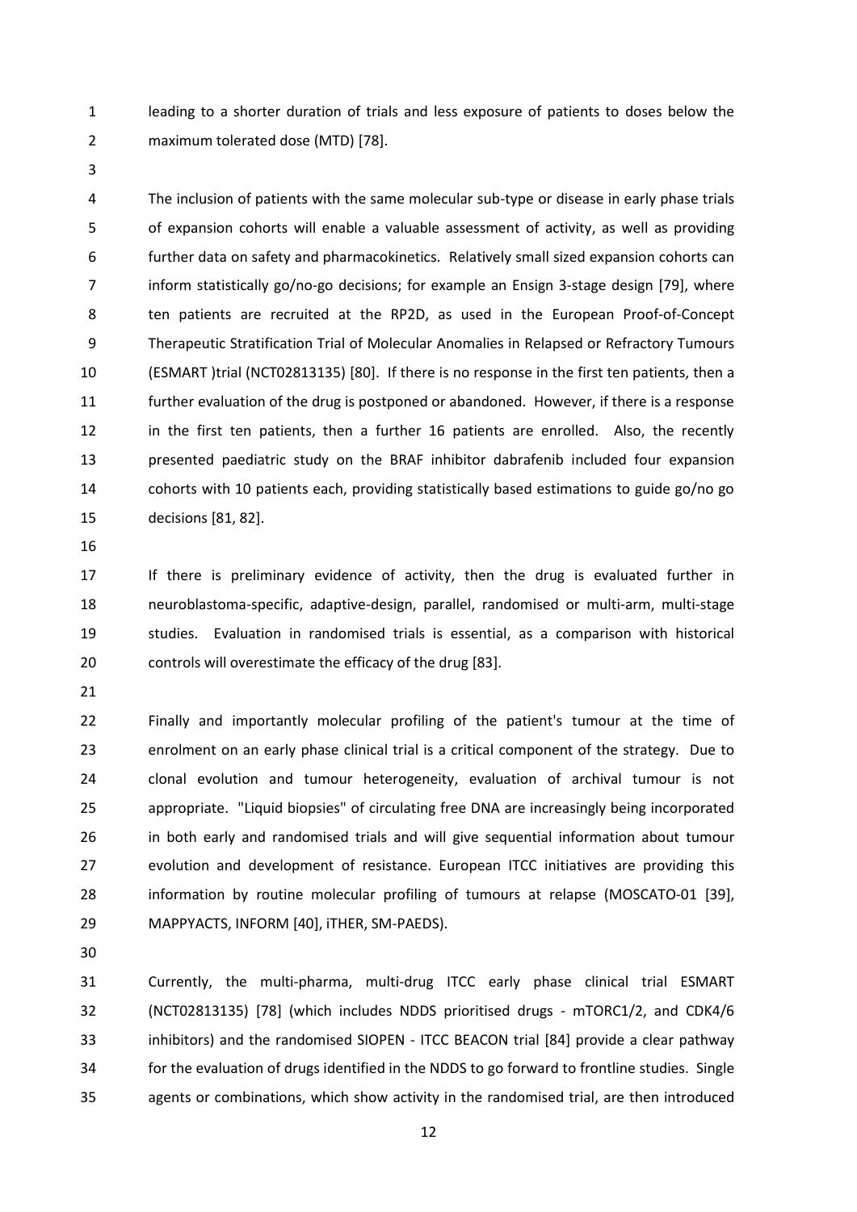leading to a shorter duration of trials and less exposure of patients to doses below the maximum tolerated dose (MTD) [78].

The inclusion of patients with the same molecular sub-type or disease in early phase trials of expansion cohorts will enable a valuable assessment of activity, as well as providing further data on safety and pharmacokinetics. Relatively small sized expansion cohorts can inform statistically go/no-go decisions; for example an Ensign 3-stage design [79], where ten patients are recruited at the RP2D, as used in the European Proof-of-Concept Therapeutic Stratification Trial of Molecular Anomalies in Relapsed or Refractory Tumours (ESMART )trial (NCT02813135) [80]. If there is no response in the first ten patients, then a further evaluation of the drug is postponed or abandoned. However, if there is a response in the first ten patients, then a further 16 patients are enrolled. Also, the recently presented paediatric study on the BRAF inhibitor dabrafenib included four expansion cohorts with 10 patients each, providing statistically based estimations to guide go/no go decisions [81, 82].

If there is preliminary evidence of activity, then the drug is evaluated further in neuroblastoma-specific, adaptive-design, parallel, randomised or multi-arm, multi-stage studies. Evaluation in randomised trials is essential, as a comparison with historical controls will overestimate the efficacy of the drug [83].

Finally and importantly molecular profiling of the patient's tumour at the time of enrolment on an early phase clinical trial is a critical component of the strategy. Due to clonal evolution and tumour heterogeneity, evaluation of archival tumour is not appropriate. "Liquid biopsies" of circulating free DNA are increasingly being incorporated in both early and randomised trials and will give sequential information about tumour evolution and development of resistance. European ITCC initiatives are providing this information by routine molecular profiling of tumours at relapse (MOSCATO-01 [39], MAPPYACTS, INFORM [40], iTHER, SM-PAEDS).

Currently, the multi-pharma, multi-drug ITCC early phase clinical trial ESMART (NCT02813135) [78] (which includes NDDS prioritised drugs - mTORC1/2, and CDK4/6 inhibitors) and the randomised SIOPEN - ITCC BEACON trial [84] provide a clear pathway for the evaluation of drugs identified in the NDDS to go forward to frontline studies. Single agents or combinations, which show activity in the randomised trial, are then introduced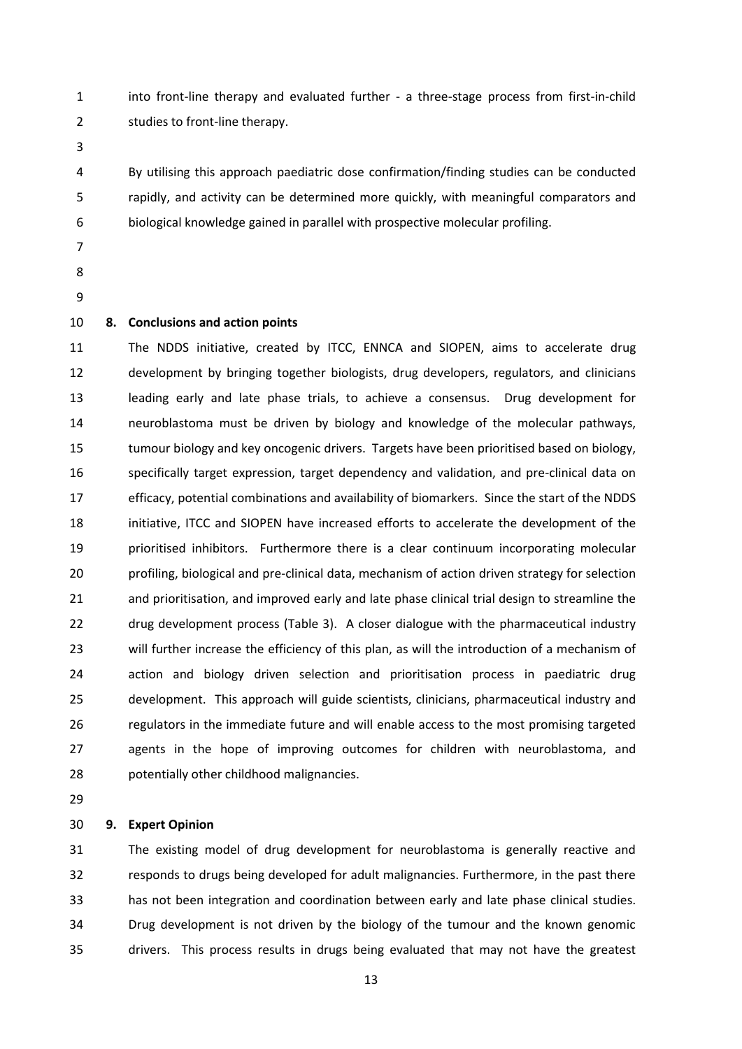into front-line therapy and evaluated further - a three-stage process from first-in-child studies to front-line therapy.

By utilising this approach paediatric dose confirmation/finding studies can be conducted rapidly, and activity can be determined more quickly, with meaningful comparators and biological knowledge gained in parallel with prospective molecular profiling.

## 8. Conclusions and action points

The NDDS initiative, created by ITCC, ENNCA and SIOPEN, aims to accelerate drug development by bringing together biologists, drug developers, regulators, and clinicians leading early and late phase trials, to achieve a consensus. Drug development for neuroblastoma must be driven by biology and knowledge of the molecular pathways, tumour biology and key oncogenic drivers. Targets have been prioritised based on biology, specifically target expression, target dependency and validation, and pre-clinical data on efficacy, potential combinations and availability of biomarkers. Since the start of the NDDS initiative, ITCC and SIOPEN have increased efforts to accelerate the development of the prioritised inhibitors. Furthermore there is a clear continuum incorporating molecular profiling, biological and pre-clinical data, mechanism of action driven strategy for selection and prioritisation, and improved early and late phase clinical trial design to streamline the drug development process (Table 3). A closer dialogue with the pharmaceutical industry will further increase the efficiency of this plan, as will the introduction of a mechanism of action and biology driven selection and prioritisation process in paediatric drug development. This approach will guide scientists, clinicians, pharmaceutical industry and regulators in the immediate future and will enable access to the most promising targeted agents in the hope of improving outcomes for children with neuroblastoma, and potentially other childhood malignancies.

## 9. Expert Opinion

The existing model of drug development for neuroblastoma is generally reactive and responds to drugs being developed for adult malignancies. Furthermore, in the past there has not been integration and coordination between early and late phase clinical studies. Drug development is not driven by the biology of the tumour and the known genomic drivers. This process results in drugs being evaluated that may not have the greatest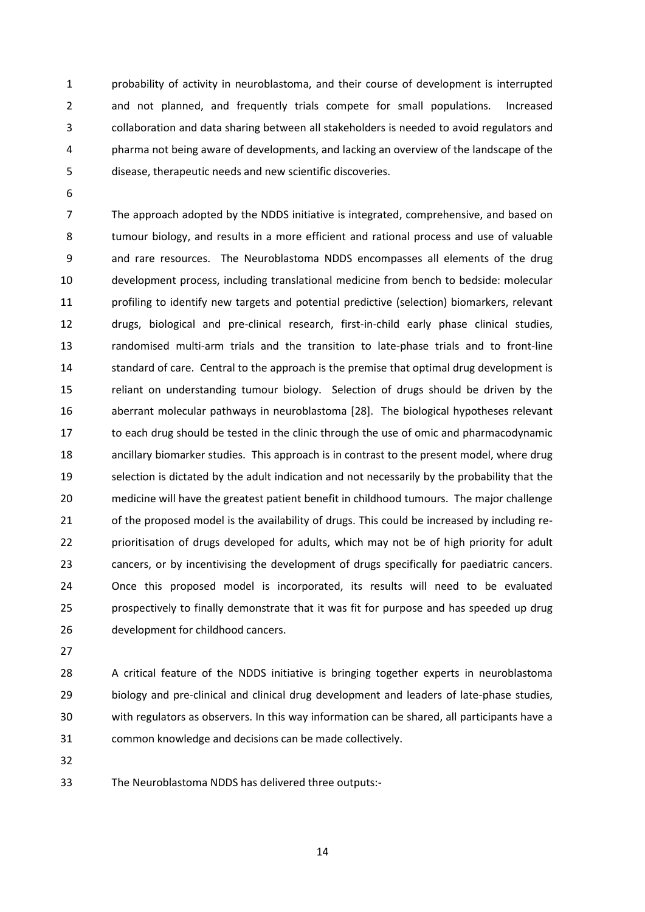probability of activity in neuroblastoma, and their course of development is interrupted and not planned, and frequently trials compete for small populations. Increased collaboration and data sharing between all stakeholders is needed to avoid regulators and pharma not being aware of developments, and lacking an overview of the landscape of the disease, therapeutic needs and new scientific discoveries.

The approach adopted by the NDDS initiative is integrated, comprehensive, and based on tumour biology, and results in a more efficient and rational process and use of valuable and rare resources. The Neuroblastoma NDDS encompasses all elements of the drug development process, including translational medicine from bench to bedside: molecular profiling to identify new targets and potential predictive (selection) biomarkers, relevant drugs, biological and pre-clinical research, first-in-child early phase clinical studies, randomised multi-arm trials and the transition to late-phase trials and to front-line standard of care. Central to the approach is the premise that optimal drug development is reliant on understanding tumour biology. Selection of drugs should be driven by the aberrant molecular pathways in neuroblastoma [28]. The biological hypotheses relevant to each drug should be tested in the clinic through the use of omic and pharmacodynamic ancillary biomarker studies. This approach is in contrast to the present model, where drug selection is dictated by the adult indication and not necessarily by the probability that the medicine will have the greatest patient benefit in childhood tumours. The major challenge of the proposed model is the availability of drugs. This could be increased by including re-prioritisation of drugs developed for adults, which may not be of high priority for adult cancers, or by incentivising the development of drugs specifically for paediatric cancers. Once this proposed model is incorporated, its results will need to be evaluated prospectively to finally demonstrate that it was fit for purpose and has speeded up drug development for childhood cancers.

A critical feature of the NDDS initiative is bringing together experts in neuroblastoma biology and pre-clinical and clinical drug development and leaders of late-phase studies, with regulators as observers. In this way information can be shared, all participants have a common knowledge and decisions can be made collectively.

The Neuroblastoma NDDS has delivered three outputs:-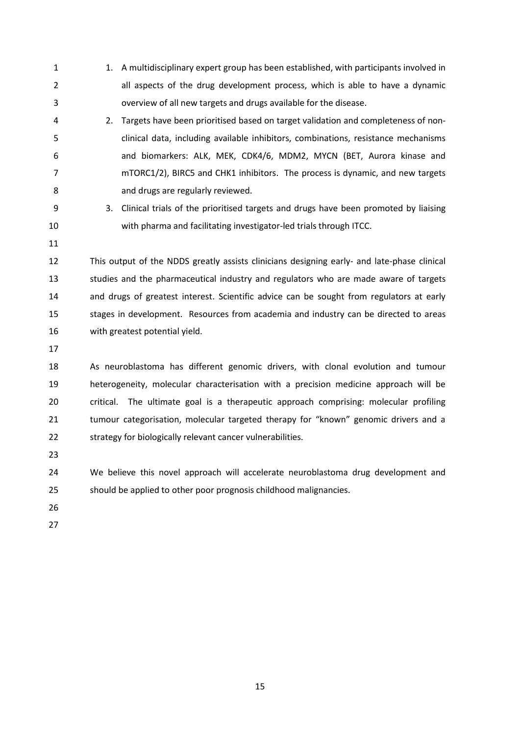1. A multidisciplinary expert group has been established, with participants involved in all aspects of the drug development process, which is able to have a dynamic overview of all new targets and drugs available for the disease.
2. Targets have been prioritised based on target validation and completeness of non-clinical data, including available inhibitors, combinations, resistance mechanisms and biomarkers: ALK, MEK, CDK4/6, MDM2, MYCN (BET, Aurora kinase and mTORC1/2), BIRC5 and CHK1 inhibitors. The process is dynamic, and new targets and drugs are regularly reviewed.
3. Clinical trials of the prioritised targets and drugs have been promoted by liaising with pharma and facilitating investigator-led trials through ITCC.

This output of the NDDS greatly assists clinicians designing early- and late-phase clinical studies and the pharmaceutical industry and regulators who are made aware of targets and drugs of greatest interest. Scientific advice can be sought from regulators at early stages in development. Resources from academia and industry can be directed to areas with greatest potential yield.

As neuroblastoma has different genomic drivers, with clonal evolution and tumour heterogeneity, molecular characterisation with a precision medicine approach will be critical. The ultimate goal is a therapeutic approach comprising: molecular profiling tumour categorisation, molecular targeted therapy for "known" genomic drivers and a strategy for biologically relevant cancer vulnerabilities.

We believe this novel approach will accelerate neuroblastoma drug development and should be applied to other poor prognosis childhood malignancies.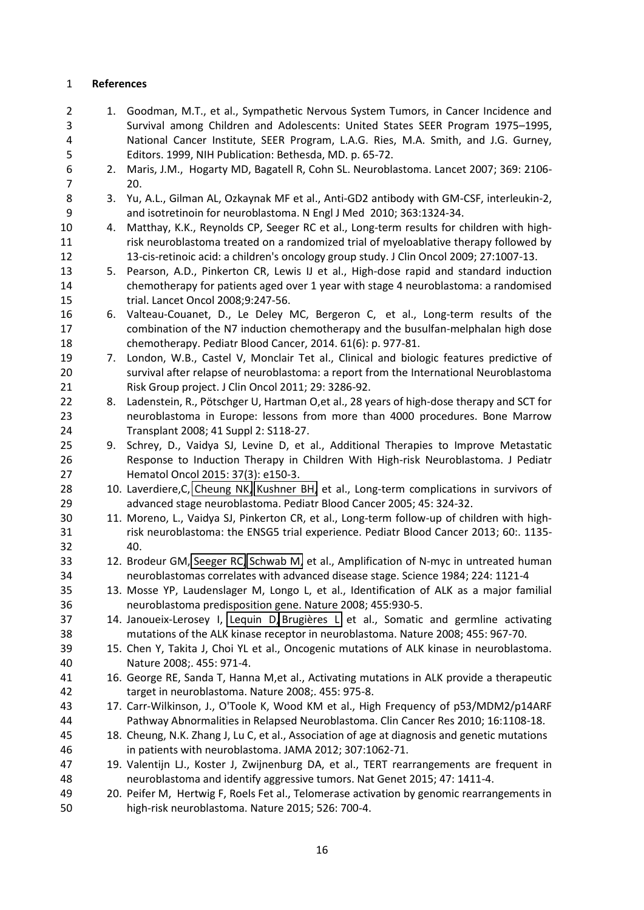**References**

1. Goodman, M.T., et al., Sympathetic Nervous System Tumors, in Cancer Incidence and Survival among Children and Adolescents: United States SEER Program 1975–1995, National Cancer Institute, SEER Program, L.A.G. Ries, M.A. Smith, and J.G. Gurney, Editors. 1999, NIH Publication: Bethesda, MD. p. 65-72.
2. Maris, J.M., Hogarty MD, Bagatell R, Cohn SL. Neuroblastoma. Lancet 2007; 369: 2106-20.
3. Yu, A.L., Gilman AL, Ozkaynak MF et al., Anti-GD2 antibody with GM-CSF, interleukin-2, and isotretinoin for neuroblastoma. N Engl J Med 2010; 363:1324-34.
4. Matthay, K.K., Reynolds CP, Seeger RC et al., Long-term results for children with high-risk neuroblastoma treated on a randomized trial of myeloablative therapy followed by 13-cis-retinoic acid: a children's oncology group study. J Clin Oncol 2009; 27:1007-13.
5. Pearson, A.D., Pinkerton CR, Lewis IJ et al., High-dose rapid and standard induction chemotherapy for patients aged over 1 year with stage 4 neuroblastoma: a randomised trial. Lancet Oncol 2008;9:247-56.
6. Valteau-Couanet, D., Le Deley MC, Bergeron C, et al., Long-term results of the combination of the N7 induction chemotherapy and the busulfan-melphalan high dose chemotherapy. Pediatr Blood Cancer, 2014. 61(6): p. 977-81.
7. London, W.B., Castel V, Monclair Tet al., Clinical and biologic features predictive of survival after relapse of neuroblastoma: a report from the International Neuroblastoma Risk Group project. J Clin Oncol 2011; 29: 3286-92.
8. Ladenstein, R., Pötschger U, Hartman O,et al., 28 years of high-dose therapy and SCT for neuroblastoma in Europe: lessons from more than 4000 procedures. Bone Marrow Transplant 2008; 41 Suppl 2: S118-27.
9. Schrey, D., Vaidya SJ, Levine D, et al., Additional Therapies to Improve Metastatic Response to Induction Therapy in Children With High-risk Neuroblastoma. J Pediatr Hematol Oncol 2015: 37(3): e150-3.
10. Laverdiere,C, Cheung NK, Kushner BH, et al., Long-term complications in survivors of advanced stage neuroblastoma. Pediatr Blood Cancer 2005; 45: 324-32.
11. Moreno, L., Vaidya SJ, Pinkerton CR, et al., Long-term follow-up of children with high-risk neuroblastoma: the ENSG5 trial experience. Pediatr Blood Cancer 2013; 60:. 1135-40.
12. Brodeur GM, Seeger RC, Schwab M, et al., Amplification of N-myc in untreated human neuroblastomas correlates with advanced disease stage. Science 1984; 224: 1121-4
13. Mosse YP, Laudenslager M, Longo L, et al., Identification of ALK as a major familial neuroblastoma predisposition gene. Nature 2008; 455:930-5.
14. Janoueix-Lerosey I, Lequin D, Brugières L et al., Somatic and germline activating mutations of the ALK kinase receptor in neuroblastoma. Nature 2008; 455: 967-70.
15. Chen Y, Takita J, Choi YL et al., Oncogenic mutations of ALK kinase in neuroblastoma. Nature 2008;. 455: 971-4.
16. George RE, Sanda T, Hanna M,et al., Activating mutations in ALK provide a therapeutic target in neuroblastoma. Nature 2008;. 455: 975-8.
17. Carr-Wilkinson, J., O'Toole K, Wood KM et al., High Frequency of p53/MDM2/p14ARF Pathway Abnormalities in Relapsed Neuroblastoma. Clin Cancer Res 2010; 16:1108-18.
18. Cheung, N.K. Zhang J, Lu C, et al., Association of age at diagnosis and genetic mutations in patients with neuroblastoma. JAMA 2012; 307:1062-71.
19. Valentijn LJ., Koster J, Zwijnenburg DA, et al., TERT rearrangements are frequent in neuroblastoma and identify aggressive tumors. Nat Genet 2015; 47: 1411-4.
20. Peifer M, Hertwig F, Roels Fet al., Telomerase activation by genomic rearrangements in high-risk neuroblastoma. Nature 2015; 526: 700-4.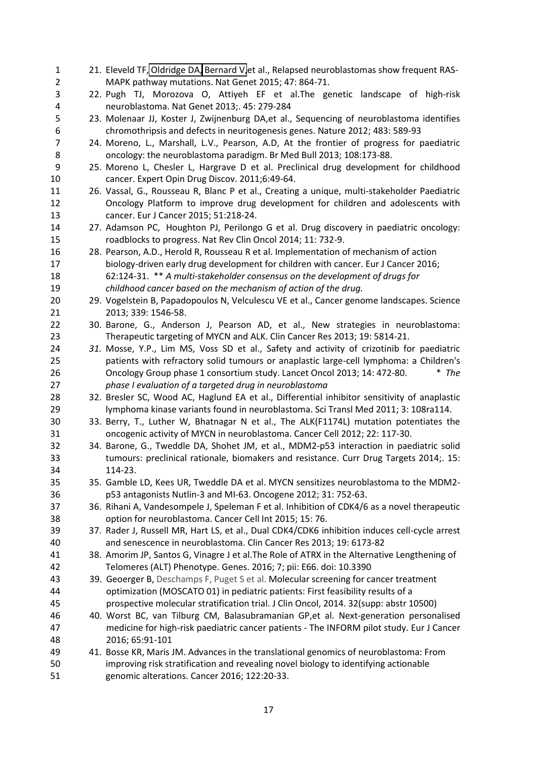21. Eleveld TF, Oldridge DA, Bernard V,et al., Relapsed neuroblastomas show frequent RAS-MAPK pathway mutations. Nat Genet 2015; 47: 864-71.
22. Pugh TJ, Morozova O, Attiyeh EF et al.The genetic landscape of high-risk neuroblastoma. Nat Genet 2013;. 45: 279-284
23. Molenaar JJ, Koster J, Zwijnenburg DA,et al., Sequencing of neuroblastoma identifies chromothripsis and defects in neuritogenesis genes. Nature 2012; 483: 589-93
24. Moreno, L., Marshall, L.V., Pearson, A.D, At the frontier of progress for paediatric oncology: the neuroblastoma paradigm. Br Med Bull 2013; 108:173-88.
25. Moreno L, Chesler L, Hargrave D et al. Preclinical drug development for childhood cancer. Expert Opin Drug Discov. 2011;6:49-64.
26. Vassal, G., Rousseau R, Blanc P et al., Creating a unique, multi-stakeholder Paediatric Oncology Platform to improve drug development for children and adolescents with cancer. Eur J Cancer 2015; 51:218-24.
27. Adamson PC, Houghton PJ, Perilongo G et al. Drug discovery in paediatric oncology: roadblocks to progress. Nat Rev Clin Oncol 2014; 11: 732-9.
28. Pearson, A.D., Herold R, Rousseau R et al. Implementation of mechanism of action biology-driven early drug development for children with cancer. Eur J Cancer 2016; 62:124-31. ** *A multi-stakeholder consensus on the development of drugs for childhood cancer based on the mechanism of action of the drug.*
29. Vogelstein B, Papadopoulos N, Velculescu VE et al., Cancer genome landscapes. Science 2013; 339: 1546-58.
30. Barone, G., Anderson J, Pearson AD, et al., New strategies in neuroblastoma: Therapeutic targeting of MYCN and ALK. Clin Cancer Res 2013; 19: 5814-21.
31. Mosse, Y.P., Lim MS, Voss SD et al., Safety and activity of crizotinib for paediatric patients with refractory solid tumours or anaplastic large-cell lymphoma: a Children's Oncology Group phase 1 consortium study. Lancet Oncol 2013; 14: 472-80. * *The phase I evaluation of a targeted drug in neuroblastoma*
32. Bresler SC, Wood AC, Haglund EA et al., Differential inhibitor sensitivity of anaplastic lymphoma kinase variants found in neuroblastoma. Sci Transl Med 2011; 3: 108ra114.
33. Berry, T., Luther W, Bhatnagar N et al., The ALK(F1174L) mutation potentiates the oncogenic activity of MYCN in neuroblastoma. Cancer Cell 2012; 22: 117-30.
34. Barone, G., Tweddle DA, Shohet JM, et al., MDM2-p53 interaction in paediatric solid tumours: preclinical rationale, biomakers and resistance. Curr Drug Targets 2014;. 15: 114-23.
35. Gamble LD, Kees UR, Tweddle DA et al. MYCN sensitizes neuroblastoma to the MDM2-p53 antagonists Nutlin-3 and MI-63. Oncogene 2012; 31: 752-63.
36. Rihani A, Vandesompele J, Speleman F et al. Inhibition of CDK4/6 as a novel therapeutic option for neuroblastoma. Cancer Cell Int 2015; 15: 76.
37. Rader J, Russell MR, Hart LS, et al., Dual CDK4/CDK6 inhibition induces cell-cycle arrest and senescence in neuroblastoma. Clin Cancer Res 2013; 19: 6173-82
38. Amorim JP, Santos G, Vinagre J et al.The Role of ATRX in the Alternative Lengthening of Telomeres (ALT) Phenotype. Genes. 2016; 7; pii: E66. doi: 10.3390
39. Geoerger B, Deschamps F, Puget S et al. Molecular screening for cancer treatment optimization (MOSCATO 01) in pediatric patients: First feasibility results of a prospective molecular stratification trial. J Clin Oncol, 2014. 32(supp: abstr 10500)
40. Worst BC, van Tilburg CM, Balasubramanian GP,et al. Next-generation personalised medicine for high-risk paediatric cancer patients - The INFORM pilot study. Eur J Cancer 2016; 65:91-101
41. Bosse KR, Maris JM. Advances in the translational genomics of neuroblastoma: From improving risk stratification and revealing novel biology to identifying actionable genomic alterations. Cancer 2016; 122:20-33.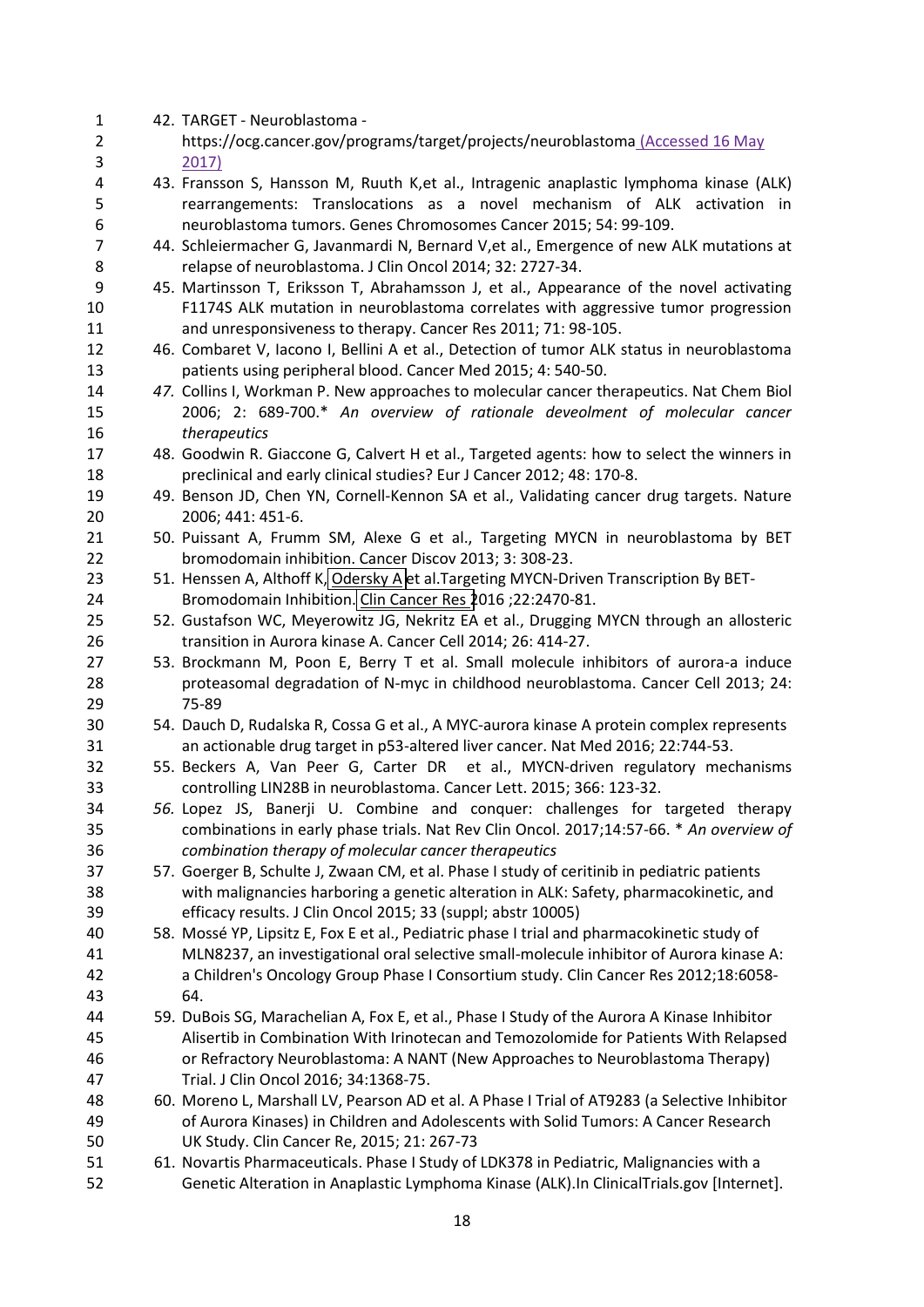42. TARGET - Neuroblastoma - https://ocg.cancer.gov/programs/target/projects/neuroblastoma (Accessed 16 May 2017)
43. Fransson S, Hansson M, Ruuth K,et al., Intragenic anaplastic lymphoma kinase (ALK) rearrangements: Translocations as a novel mechanism of ALK activation in neuroblastoma tumors. Genes Chromosomes Cancer 2015; 54: 99-109.
44. Schleiermacher G, Javanmardi N, Bernard V,et al., Emergence of new ALK mutations at relapse of neuroblastoma. J Clin Oncol 2014; 32: 2727-34.
45. Martinsson T, Eriksson T, Abrahamsson J, et al., Appearance of the novel activating F1174S ALK mutation in neuroblastoma correlates with aggressive tumor progression and unresponsiveness to therapy. Cancer Res 2011; 71: 98-105.
46. Combaret V, Iacono I, Bellini A et al., Detection of tumor ALK status in neuroblastoma patients using peripheral blood. Cancer Med 2015; 4: 540-50.
47. Collins I, Workman P. New approaches to molecular cancer therapeutics. Nat Chem Biol 2006; 2: 689-700.* *An overview of rationale deveolment of molecular cancer therapeutics*
48. Goodwin R. Giaccone G, Calvert H et al., Targeted agents: how to select the winners in preclinical and early clinical studies? Eur J Cancer 2012; 48: 170-8.
49. Benson JD, Chen YN, Cornell-Kennon SA et al., Validating cancer drug targets. Nature 2006; 441: 451-6.
50. Puissant A, Frumm SM, Alexe G et al., Targeting MYCN in neuroblastoma by BET bromodomain inhibition. Cancer Discov 2013; 3: 308-23.
51. Henssen A, Althoff K, Odersky A et al.Targeting MYCN-Driven Transcription By BET-Bromodomain Inhibition. Clin Cancer Res 2016 ;22:2470-81.
52. Gustafson WC, Meyerowitz JG, Nekritz EA et al., Drugging MYCN through an allosteric transition in Aurora kinase A. Cancer Cell 2014; 26: 414-27.
53. Brockmann M, Poon E, Berry T et al. Small molecule inhibitors of aurora-a induce proteasomal degradation of N-myc in childhood neuroblastoma. Cancer Cell 2013; 24: 75-89
54. Dauch D, Rudalska R, Cossa G et al., A MYC-aurora kinase A protein complex represents an actionable drug target in p53-altered liver cancer. Nat Med 2016; 22:744-53.
55. Beckers A, Van Peer G, Carter DR et al., MYCN-driven regulatory mechanisms controlling LIN28B in neuroblastoma. Cancer Lett. 2015; 366: 123-32.
56. Lopez JS, Banerji U. Combine and conquer: challenges for targeted therapy combinations in early phase trials. Nat Rev Clin Oncol. 2017;14:57-66. * *An overview of combination therapy of molecular cancer therapeutics*
57. Goerger B, Schulte J, Zwaan CM, et al. Phase I study of ceritinib in pediatric patients with malignancies harboring a genetic alteration in ALK: Safety, pharmacokinetic, and efficacy results. J Clin Oncol 2015; 33 (suppl; abstr 10005)
58. Mossé YP, Lipsitz E, Fox E et al., Pediatric phase I trial and pharmacokinetic study of MLN8237, an investigational oral selective small-molecule inhibitor of Aurora kinase A: a Children's Oncology Group Phase I Consortium study. Clin Cancer Res 2012;18:6058-64.
59. DuBois SG, Marachelian A, Fox E, et al., Phase I Study of the Aurora A Kinase Inhibitor Alisertib in Combination With Irinotecan and Temozolomide for Patients With Relapsed or Refractory Neuroblastoma: A NANT (New Approaches to Neuroblastoma Therapy) Trial. J Clin Oncol 2016; 34:1368-75.
60. Moreno L, Marshall LV, Pearson AD et al. A Phase I Trial of AT9283 (a Selective Inhibitor of Aurora Kinases) in Children and Adolescents with Solid Tumors: A Cancer Research UK Study. Clin Cancer Re, 2015; 21: 267-73
61. Novartis Pharmaceuticals. Phase I Study of LDK378 in Pediatric, Malignancies with a Genetic Alteration in Anaplastic Lymphoma Kinase (ALK).In ClinicalTrials.gov [Internet].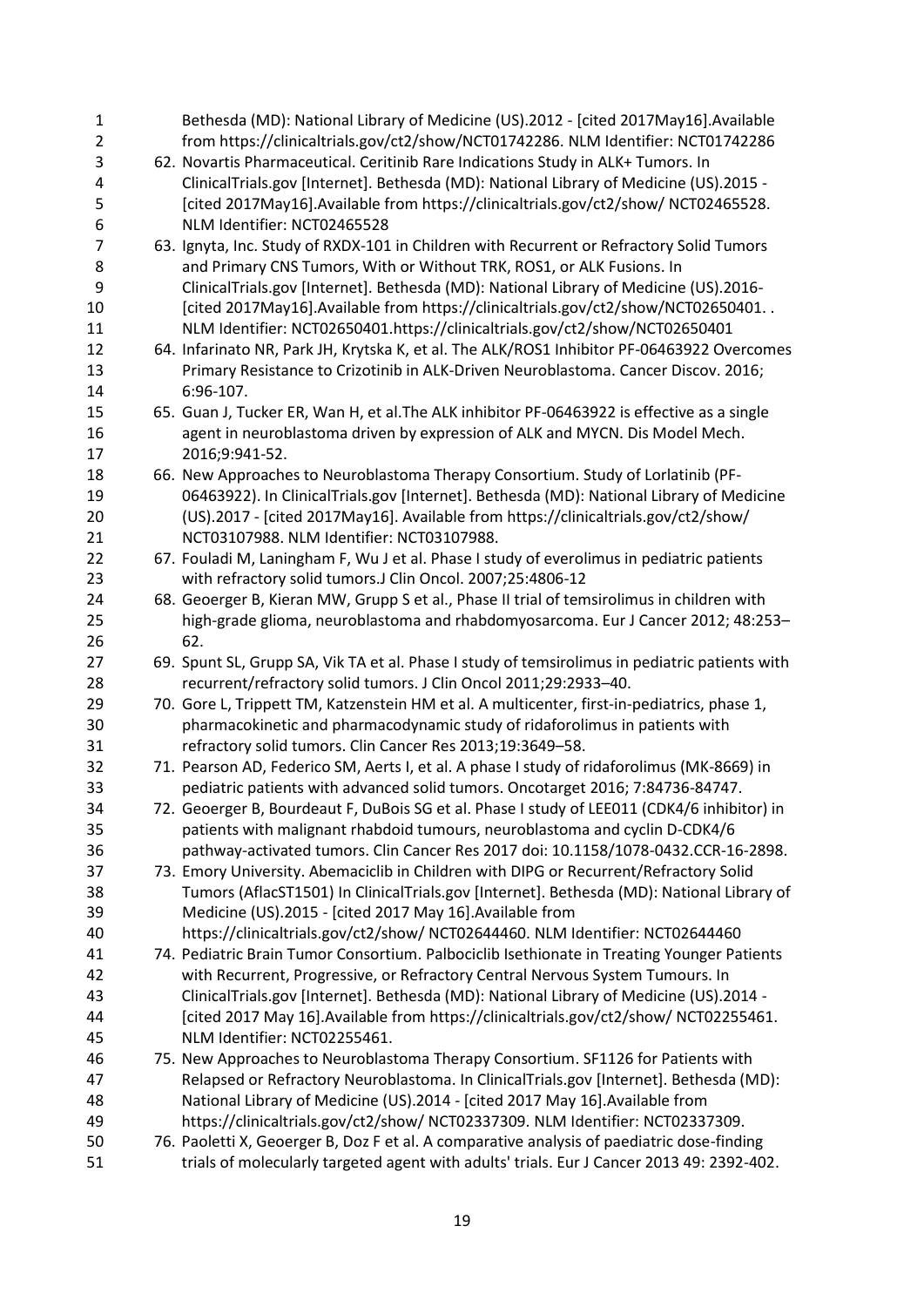Bethesda (MD): National Library of Medicine (US).2012 - [cited 2017May16].Available from https://clinicaltrials.gov/ct2/show/NCT01742286. NLM Identifier: NCT01742286

62. Novartis Pharmaceutical. Ceritinib Rare Indications Study in ALK+ Tumors. In ClinicalTrials.gov [Internet]. Bethesda (MD): National Library of Medicine (US).2015 - [cited 2017May16].Available from https://clinicaltrials.gov/ct2/show/ NCT02465528. NLM Identifier: NCT02465528
63. Ignyta, Inc. Study of RXDX-101 in Children with Recurrent or Refractory Solid Tumors and Primary CNS Tumors, With or Without TRK, ROS1, or ALK Fusions. In ClinicalTrials.gov [Internet]. Bethesda (MD): National Library of Medicine (US).2016- [cited 2017May16].Available from https://clinicaltrials.gov/ct2/show/NCT02650401. . NLM Identifier: NCT02650401.https://clinicaltrials.gov/ct2/show/NCT02650401
64. Infarinato NR, Park JH, Krytska K, et al. The ALK/ROS1 Inhibitor PF-06463922 Overcomes Primary Resistance to Crizotinib in ALK-Driven Neuroblastoma. Cancer Discov. 2016; 6:96-107.
65. Guan J, Tucker ER, Wan H, et al.The ALK inhibitor PF-06463922 is effective as a single agent in neuroblastoma driven by expression of ALK and MYCN. Dis Model Mech. 2016;9:941-52.
66. New Approaches to Neuroblastoma Therapy Consortium. Study of Lorlatinib (PF-06463922). In ClinicalTrials.gov [Internet]. Bethesda (MD): National Library of Medicine (US).2017 - [cited 2017May16]. Available from https://clinicaltrials.gov/ct2/show/ NCT03107988. NLM Identifier: NCT03107988.
67. Fouladi M, Laningham F, Wu J et al. Phase I study of everolimus in pediatric patients with refractory solid tumors.J Clin Oncol. 2007;25:4806-12
68. Geoerger B, Kieran MW, Grupp S et al., Phase II trial of temsirolimus in children with high-grade glioma, neuroblastoma and rhabdomyosarcoma. Eur J Cancer 2012; 48:253–62.
69. Spunt SL, Grupp SA, Vik TA et al. Phase I study of temsirolimus in pediatric patients with recurrent/refractory solid tumors. J Clin Oncol 2011;29:2933–40.
70. Gore L, Trippett TM, Katzenstein HM et al. A multicenter, first-in-pediatrics, phase 1, pharmacokinetic and pharmacodynamic study of ridaforolimus in patients with refractory solid tumors. Clin Cancer Res 2013;19:3649–58.
71. Pearson AD, Federico SM, Aerts I, et al. A phase I study of ridaforolimus (MK-8669) in pediatric patients with advanced solid tumors. Oncotarget 2016; 7:84736-84747.
72. Geoerger B, Bourdeaut F, DuBois SG et al. Phase I study of LEE011 (CDK4/6 inhibitor) in patients with malignant rhabdoid tumours, neuroblastoma and cyclin D-CDK4/6 pathway-activated tumors. Clin Cancer Res 2017 doi: 10.1158/1078-0432.CCR-16-2898.
73. Emory University. Abemaciclib in Children with DIPG or Recurrent/Refractory Solid Tumors (AflacST1501) In ClinicalTrials.gov [Internet]. Bethesda (MD): National Library of Medicine (US).2015 - [cited 2017 May 16].Available from https://clinicaltrials.gov/ct2/show/ NCT02644460. NLM Identifier: NCT02644460
74. Pediatric Brain Tumor Consortium. Palbociclib Isethionate in Treating Younger Patients with Recurrent, Progressive, or Refractory Central Nervous System Tumours. In ClinicalTrials.gov [Internet]. Bethesda (MD): National Library of Medicine (US).2014 - [cited 2017 May 16].Available from https://clinicaltrials.gov/ct2/show/ NCT02255461. NLM Identifier: NCT02255461.
75. New Approaches to Neuroblastoma Therapy Consortium. SF1126 for Patients with Relapsed or Refractory Neuroblastoma. In ClinicalTrials.gov [Internet]. Bethesda (MD): National Library of Medicine (US).2014 - [cited 2017 May 16].Available from https://clinicaltrials.gov/ct2/show/ NCT02337309. NLM Identifier: NCT02337309.
76. Paoletti X, Geoerger B, Doz F et al. A comparative analysis of paediatric dose-finding trials of molecularly targeted agent with adults' trials. Eur J Cancer 2013 49: 2392-402.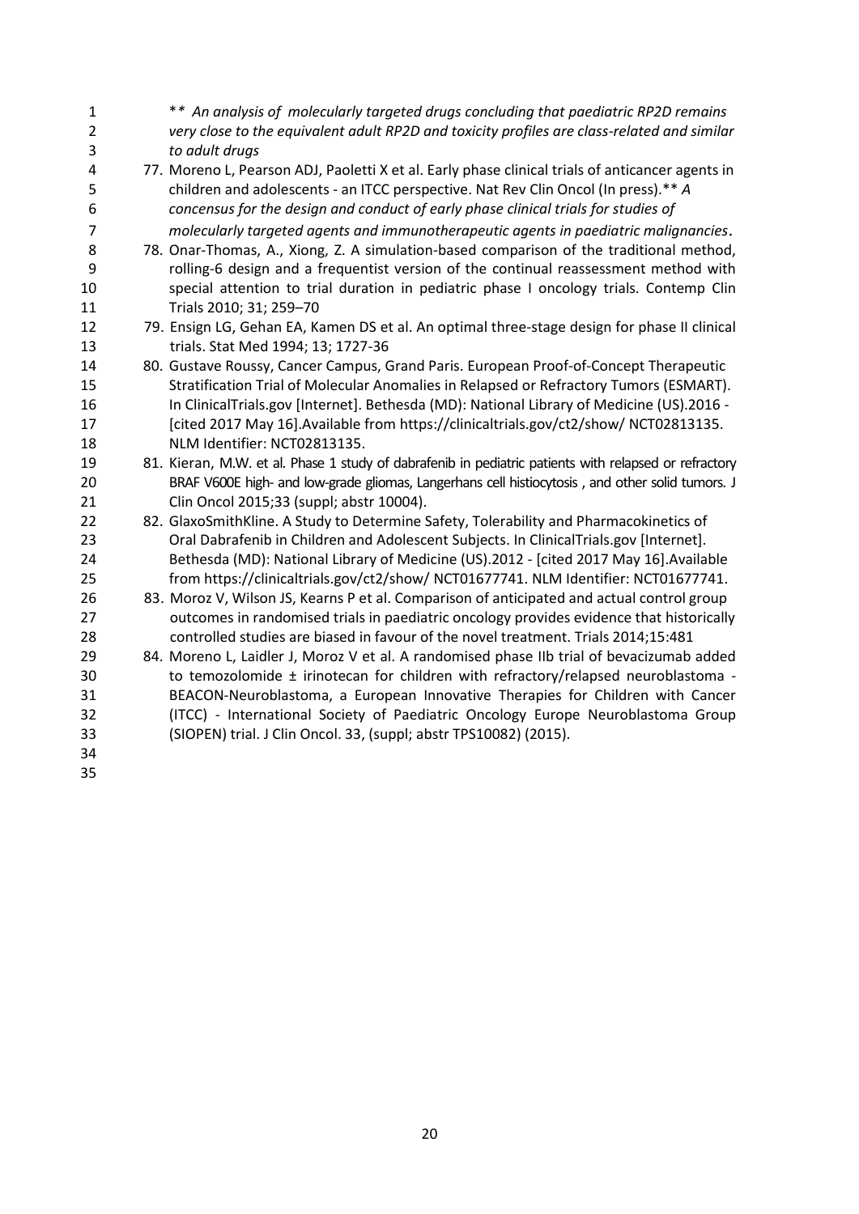** *An analysis of molecularly targeted drugs concluding that paediatric RP2D remains very close to the equivalent adult RP2D and toxicity profiles are class-related and similar to adult drugs*

77. Moreno L, Pearson ADJ, Paoletti X et al. Early phase clinical trials of anticancer agents in children and adolescents - an ITCC perspective. Nat Rev Clin Oncol (In press).** *A concensus for the design and conduct of early phase clinical trials for studies of molecularly targeted agents and immunotherapeutic agents in paediatric malignancies*.
78. Onar-Thomas, A., Xiong, Z. A simulation-based comparison of the traditional method, rolling-6 design and a frequentist version of the continual reassessment method with special attention to trial duration in pediatric phase I oncology trials. Contemp Clin Trials 2010; 31; 259–70
79. Ensign LG, Gehan EA, Kamen DS et al. An optimal three-stage design for phase II clinical trials. Stat Med 1994; 13; 1727-36
80. Gustave Roussy, Cancer Campus, Grand Paris. European Proof-of-Concept Therapeutic Stratification Trial of Molecular Anomalies in Relapsed or Refractory Tumors (ESMART). In ClinicalTrials.gov [Internet]. Bethesda (MD): National Library of Medicine (US).2016 - [cited 2017 May 16].Available from https://clinicaltrials.gov/ct2/show/ NCT02813135. NLM Identifier: NCT02813135.
81. Kieran, M.W. et al. Phase 1 study of dabrafenib in pediatric patients with relapsed or refractory BRAF V600E high- and low-grade gliomas, Langerhans cell histiocytosis , and other solid tumors. J Clin Oncol 2015;33 (suppl; abstr 10004).
82. GlaxoSmithKline. A Study to Determine Safety, Tolerability and Pharmacokinetics of Oral Dabrafenib in Children and Adolescent Subjects. In ClinicalTrials.gov [Internet]. Bethesda (MD): National Library of Medicine (US).2012 - [cited 2017 May 16].Available from https://clinicaltrials.gov/ct2/show/ NCT01677741. NLM Identifier: NCT01677741.
83. Moroz V, Wilson JS, Kearns P et al. Comparison of anticipated and actual control group outcomes in randomised trials in paediatric oncology provides evidence that historically controlled studies are biased in favour of the novel treatment. Trials 2014;15:481
84. Moreno L, Laidler J, Moroz V et al. A randomised phase IIb trial of bevacizumab added to temozolomide ± irinotecan for children with refractory/relapsed neuroblastoma - BEACON-Neuroblastoma, a European Innovative Therapies for Children with Cancer (ITCC) - International Society of Paediatric Oncology Europe Neuroblastoma Group (SIOPEN) trial. J Clin Oncol. 33, (suppl; abstr TPS10082) (2015).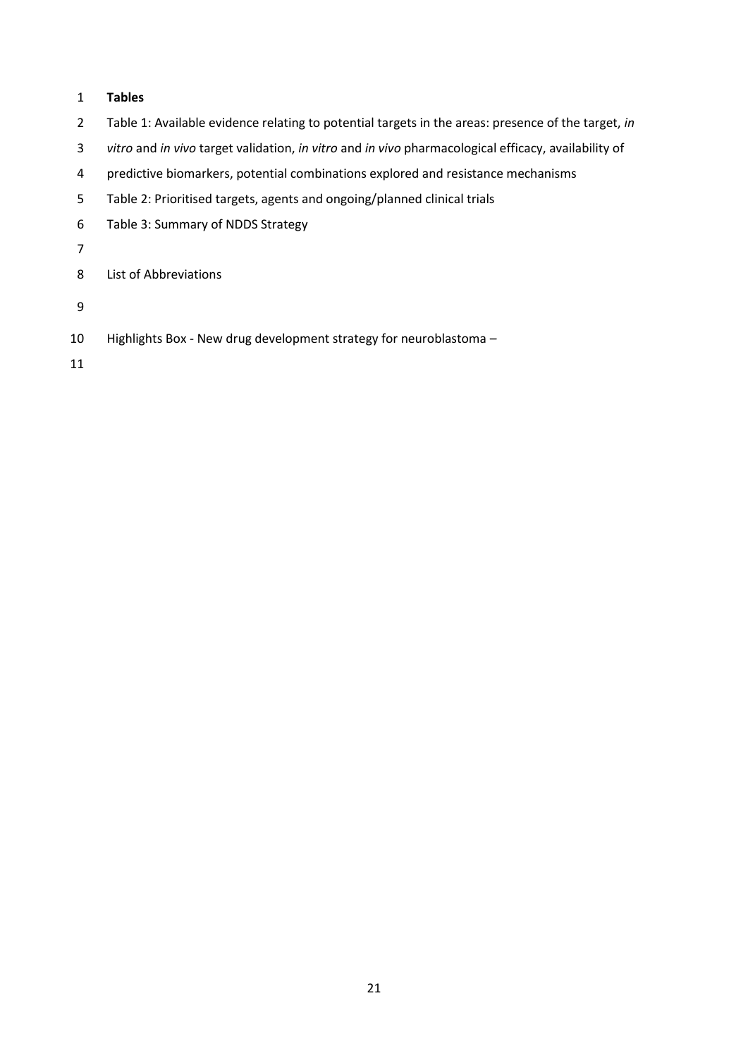**Tables**

Table 1: Available evidence relating to potential targets in the areas: presence of the target, *in vitro* and *in vivo* target validation, *in vitro* and *in vivo* pharmacological efficacy, availability of predictive biomarkers, potential combinations explored and resistance mechanisms

Table 2: Prioritised targets, agents and ongoing/planned clinical trials

Table 3: Summary of NDDS Strategy

List of Abbreviations

Highlights Box - New drug development strategy for neuroblastoma –